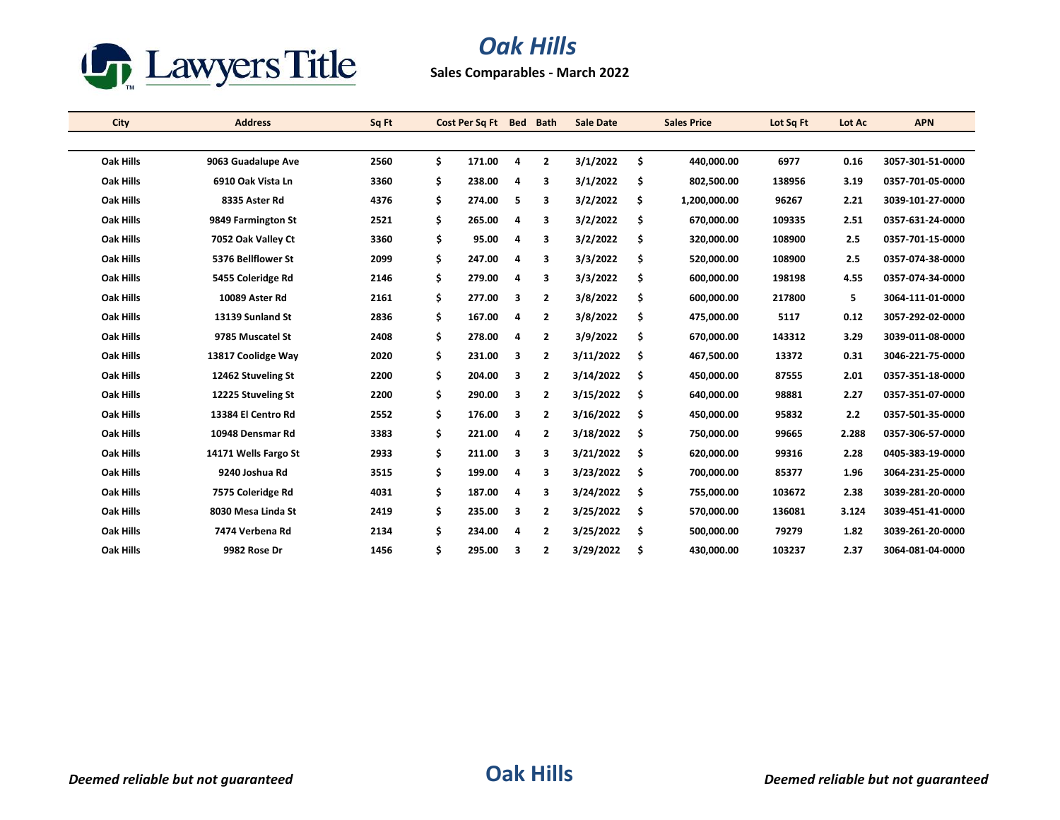# Oak Hills

**Sales Comparables - March 2022**

| City | Address | Sq Ft | Cost Per Sq Ft | Bed | Bath | Sale Date | Sales Price | Lot Sq Ft | Lot Ac | APN |
|---|---|---|---|---|---|---|---|---|---|---|
| Oak Hills | 9063 Guadalupe Ave | 2560 | $ 171.00 | 4 | 2 | 3/1/2022 | $ 440,000.00 | 6977 | 0.16 | 3057-301-51-0000 |
| Oak Hills | 6910 Oak Vista Ln | 3360 | $ 238.00 | 4 | 3 | 3/1/2022 | $ 802,500.00 | 138956 | 3.19 | 0357-701-05-0000 |
| Oak Hills | 8335 Aster Rd | 4376 | $ 274.00 | 5 | 3 | 3/2/2022 | $ 1,200,000.00 | 96267 | 2.21 | 3039-101-27-0000 |
| Oak Hills | 9849 Farmington St | 2521 | $ 265.00 | 4 | 3 | 3/2/2022 | $ 670,000.00 | 109335 | 2.51 | 0357-631-24-0000 |
| Oak Hills | 7052 Oak Valley Ct | 3360 | $ 95.00 | 4 | 3 | 3/2/2022 | $ 320,000.00 | 108900 | 2.5 | 0357-701-15-0000 |
| Oak Hills | 5376 Bellflower St | 2099 | $ 247.00 | 4 | 3 | 3/3/2022 | $ 520,000.00 | 108900 | 2.5 | 0357-074-38-0000 |
| Oak Hills | 5455 Coleridge Rd | 2146 | $ 279.00 | 4 | 3 | 3/3/2022 | $ 600,000.00 | 198198 | 4.55 | 0357-074-34-0000 |
| Oak Hills | 10089 Aster Rd | 2161 | $ 277.00 | 3 | 2 | 3/8/2022 | $ 600,000.00 | 217800 | 5 | 3064-111-01-0000 |
| Oak Hills | 13139 Sunland St | 2836 | $ 167.00 | 4 | 2 | 3/8/2022 | $ 475,000.00 | 5117 | 0.12 | 3057-292-02-0000 |
| Oak Hills | 9785 Muscatel St | 2408 | $ 278.00 | 4 | 2 | 3/9/2022 | $ 670,000.00 | 143312 | 3.29 | 3039-011-08-0000 |
| Oak Hills | 13817 Coolidge Way | 2020 | $ 231.00 | 3 | 2 | 3/11/2022 | $ 467,500.00 | 13372 | 0.31 | 3046-221-75-0000 |
| Oak Hills | 12462 Stuveling St | 2200 | $ 204.00 | 3 | 2 | 3/14/2022 | $ 450,000.00 | 87555 | 2.01 | 0357-351-18-0000 |
| Oak Hills | 12225 Stuveling St | 2200 | $ 290.00 | 3 | 2 | 3/15/2022 | $ 640,000.00 | 98881 | 2.27 | 0357-351-07-0000 |
| Oak Hills | 13384 El Centro Rd | 2552 | $ 176.00 | 3 | 2 | 3/16/2022 | $ 450,000.00 | 95832 | 2.2 | 0357-501-35-0000 |
| Oak Hills | 10948 Densmar Rd | 3383 | $ 221.00 | 4 | 2 | 3/18/2022 | $ 750,000.00 | 99665 | 2.288 | 0357-306-57-0000 |
| Oak Hills | 14171 Wells Fargo St | 2933 | $ 211.00 | 3 | 3 | 3/21/2022 | $ 620,000.00 | 99316 | 2.28 | 0405-383-19-0000 |
| Oak Hills | 9240 Joshua Rd | 3515 | $ 199.00 | 4 | 3 | 3/23/2022 | $ 700,000.00 | 85377 | 1.96 | 3064-231-25-0000 |
| Oak Hills | 7575 Coleridge Rd | 4031 | $ 187.00 | 4 | 3 | 3/24/2022 | $ 755,000.00 | 103672 | 2.38 | 3039-281-20-0000 |
| Oak Hills | 8030 Mesa Linda St | 2419 | $ 235.00 | 3 | 2 | 3/25/2022 | $ 570,000.00 | 136081 | 3.124 | 3039-451-41-0000 |
| Oak Hills | 7474 Verbena Rd | 2134 | $ 234.00 | 4 | 2 | 3/25/2022 | $ 500,000.00 | 79279 | 1.82 | 3039-261-20-0000 |
| Oak Hills | 9982 Rose Dr | 1456 | $ 295.00 | 3 | 2 | 3/29/2022 | $ 430,000.00 | 103237 | 2.37 | 3064-081-04-0000 |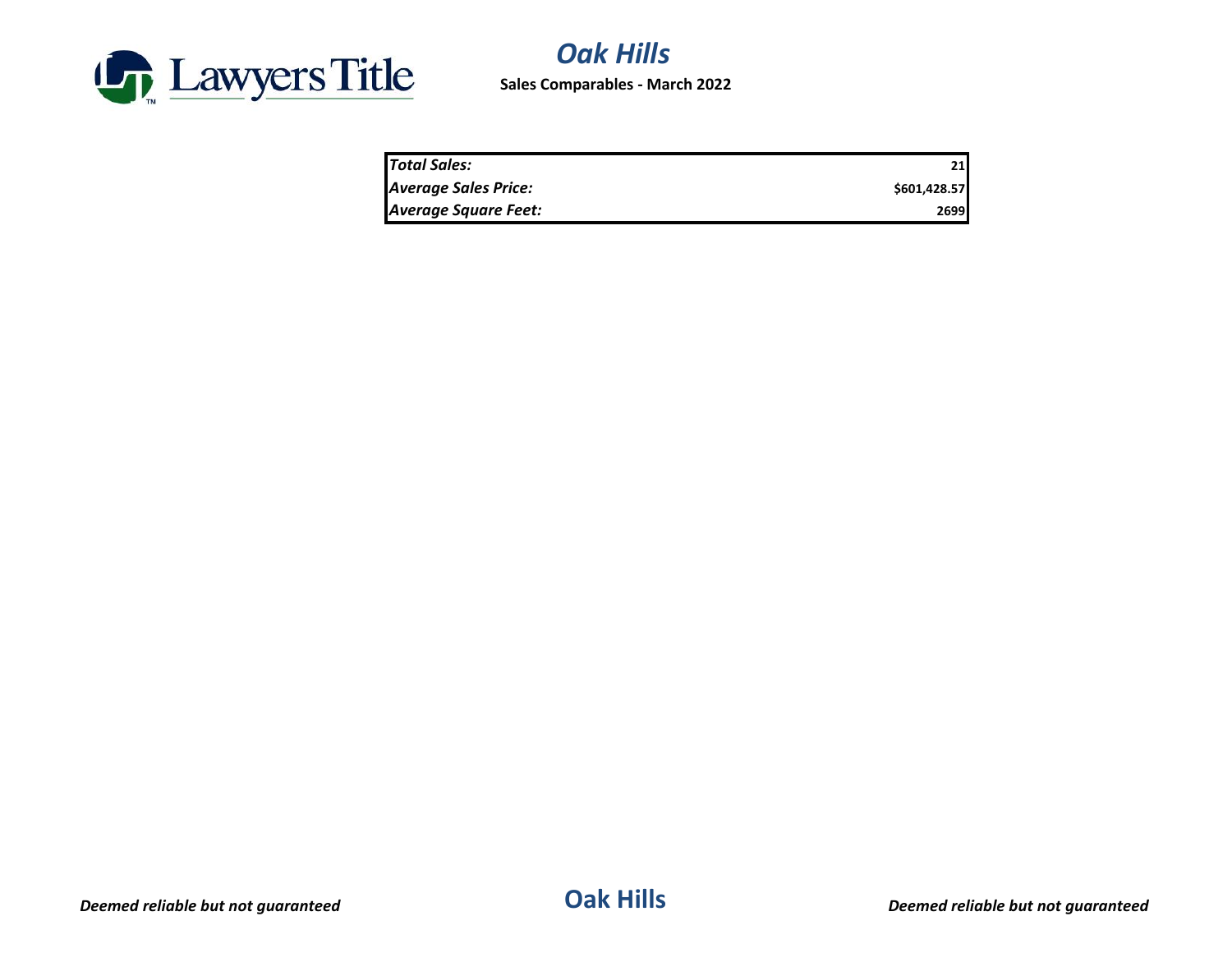# *Oak Hills*

**Sales Comparables - March 2022**

| | |
|---|---|
| ***Total Sales:*** | **21** |
| ***Average Sales Price:*** | **$601,428.57** |
| ***Average Square Feet:*** | **2699** |